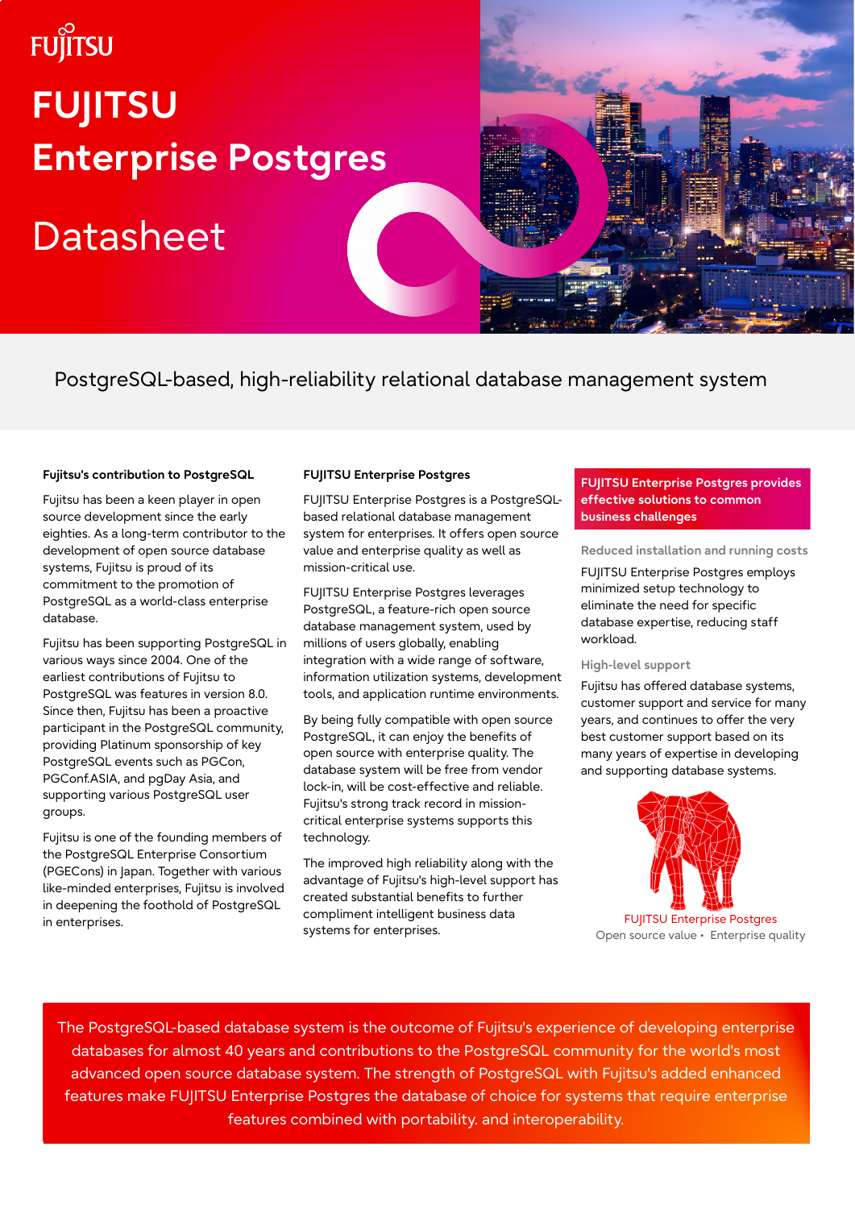# FUJITSU Enterprise Postgres

# Datasheet

PostgreSQL-based, high-reliability relational database management system

### Fujitsu's contribution to PostgreSQL

Fujitsu has been a keen player in open source development since the early eighties. As a long-term contributor to the development of open source database systems, Fujitsu is proud of its commitment to the promotion of PostgreSQL as a world-class enterprise database.

Fujitsu has been supporting PostgreSQL in various ways since 2004. One of the earliest contributions of Fujitsu to PostgreSQL was features in version 8.0. Since then, Fujitsu has been a proactive participant in the PostgreSQL community, providing Platinum sponsorship of key PostgreSQL events such as PGCon, PGConf.ASIA, and pgDay Asia, and supporting various PostgreSQL user groups.

Fujitsu is one of the founding members of the PostgreSQL Enterprise Consortium (PGECons) in Japan. Together with various like-minded enterprises, Fujitsu is involved in deepening the foothold of PostgreSQL in enterprises.

### FUJITSU Enterprise Postgres

FUJITSU Enterprise Postgres is a PostgreSQL-based relational database management system for enterprises. It offers open source value and enterprise quality as well as mission-critical use.

FUJITSU Enterprise Postgres leverages PostgreSQL, a feature-rich open source database management system, used by millions of users globally, enabling integration with a wide range of software, information utilization systems, development tools, and application runtime environments.

By being fully compatible with open source PostgreSQL, it can enjoy the benefits of open source with enterprise quality. The database system will be free from vendor lock-in, will be cost-effective and reliable. Fujitsu's strong track record in mission-critical enterprise systems supports this technology.

The improved high reliability along with the advantage of Fujitsu's high-level support has created substantial benefits to further compliment intelligent business data systems for enterprises.

### FUJITSU Enterprise Postgres provides effective solutions to common business challenges

**Reduced installation and running costs**

FUJITSU Enterprise Postgres employs minimized setup technology to eliminate the need for specific database expertise, reducing staff workload.

**High-level support**

Fujitsu has offered database systems, customer support and service for many years, and continues to offer the very best customer support based on its many years of expertise in developing and supporting database systems.

FUJITSU Enterprise Postgres
Open source value • Enterprise quality

The PostgreSQL-based database system is the outcome of Fujitsu's experience of developing enterprise databases for almost 40 years and contributions to the PostgreSQL community for the world's most advanced open source database system. The strength of PostgreSQL with Fujitsu's added enhanced features make FUJITSU Enterprise Postgres the database of choice for systems that require enterprise features combined with portability. and interoperability.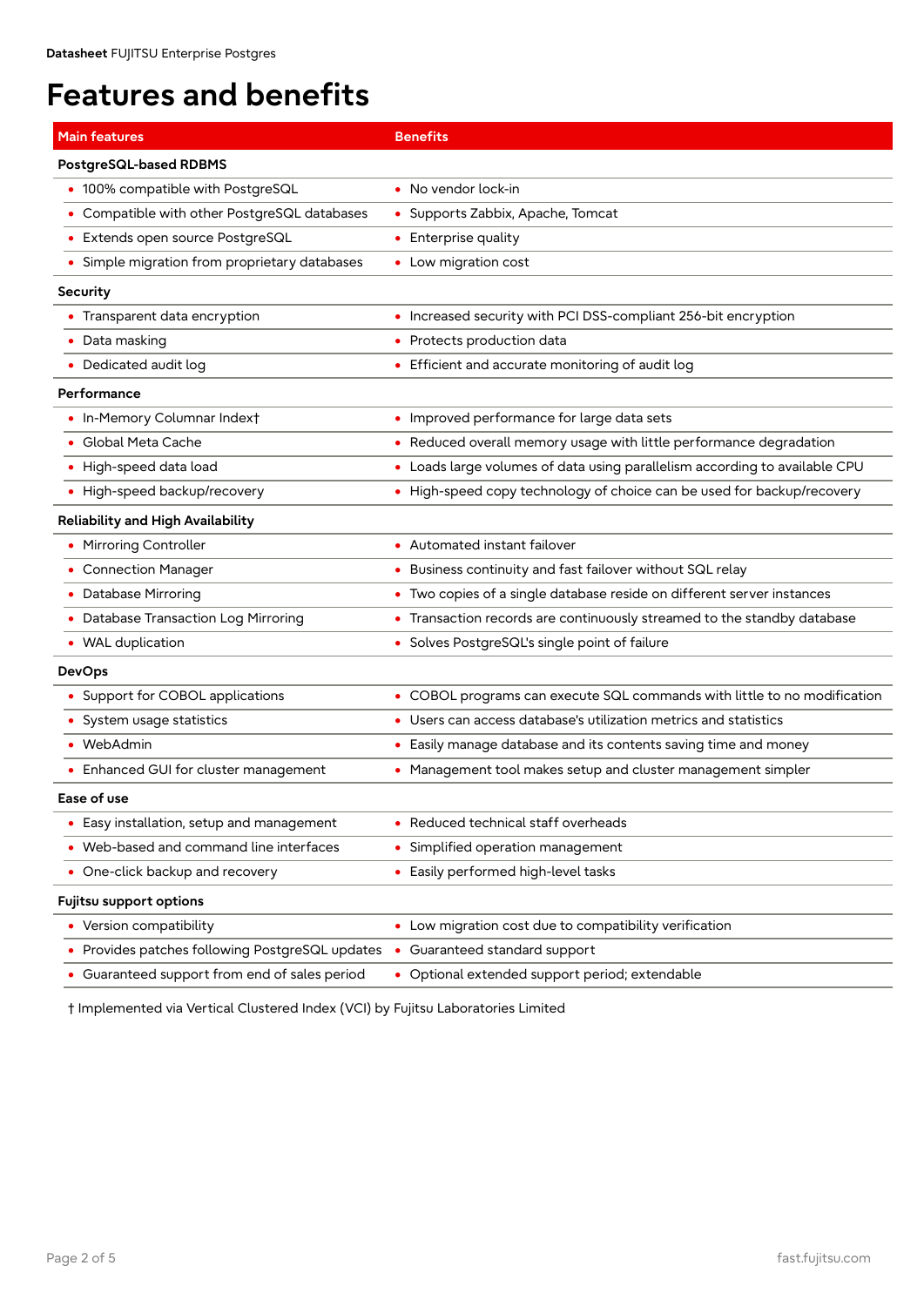# Features and benefits

| Main features | Benefits |
|---|---|
| **PostgreSQL-based RDBMS** | |
| • 100% compatible with PostgreSQL | • No vendor lock-in |
| • Compatible with other PostgreSQL databases | • Supports Zabbix, Apache, Tomcat |
| • Extends open source PostgreSQL | • Enterprise quality |
| • Simple migration from proprietary databases | • Low migration cost |
| **Security** | |
| • Transparent data encryption | • Increased security with PCI DSS-compliant 256-bit encryption |
| • Data masking | • Protects production data |
| • Dedicated audit log | • Efficient and accurate monitoring of audit log |
| **Performance** | |
| • In-Memory Columnar Index† | • Improved performance for large data sets |
| • Global Meta Cache | • Reduced overall memory usage with little performance degradation |
| • High-speed data load | • Loads large volumes of data using parallelism according to available CPU |
| • High-speed backup/recovery | • High-speed copy technology of choice can be used for backup/recovery |
| **Reliability and High Availability** | |
| • Mirroring Controller | • Automated instant failover |
| • Connection Manager | • Business continuity and fast failover without SQL relay |
| • Database Mirroring | • Two copies of a single database reside on different server instances |
| • Database Transaction Log Mirroring | • Transaction records are continuously streamed to the standby database |
| • WAL duplication | • Solves PostgreSQL's single point of failure |
| **DevOps** | |
| • Support for COBOL applications | • COBOL programs can execute SQL commands with little to no modification |
| • System usage statistics | • Users can access database's utilization metrics and statistics |
| • WebAdmin | • Easily manage database and its contents saving time and money |
| • Enhanced GUI for cluster management | • Management tool makes setup and cluster management simpler |
| **Ease of use** | |
| • Easy installation, setup and management | • Reduced technical staff overheads |
| • Web-based and command line interfaces | • Simplified operation management |
| • One-click backup and recovery | • Easily performed high-level tasks |
| **Fujitsu support options** | |
| • Version compatibility | • Low migration cost due to compatibility verification |
| • Provides patches following PostgreSQL updates | • Guaranteed standard support |
| • Guaranteed support from end of sales period | • Optional extended support period; extendable |

† Implemented via Vertical Clustered Index (VCI) by Fujitsu Laboratories Limited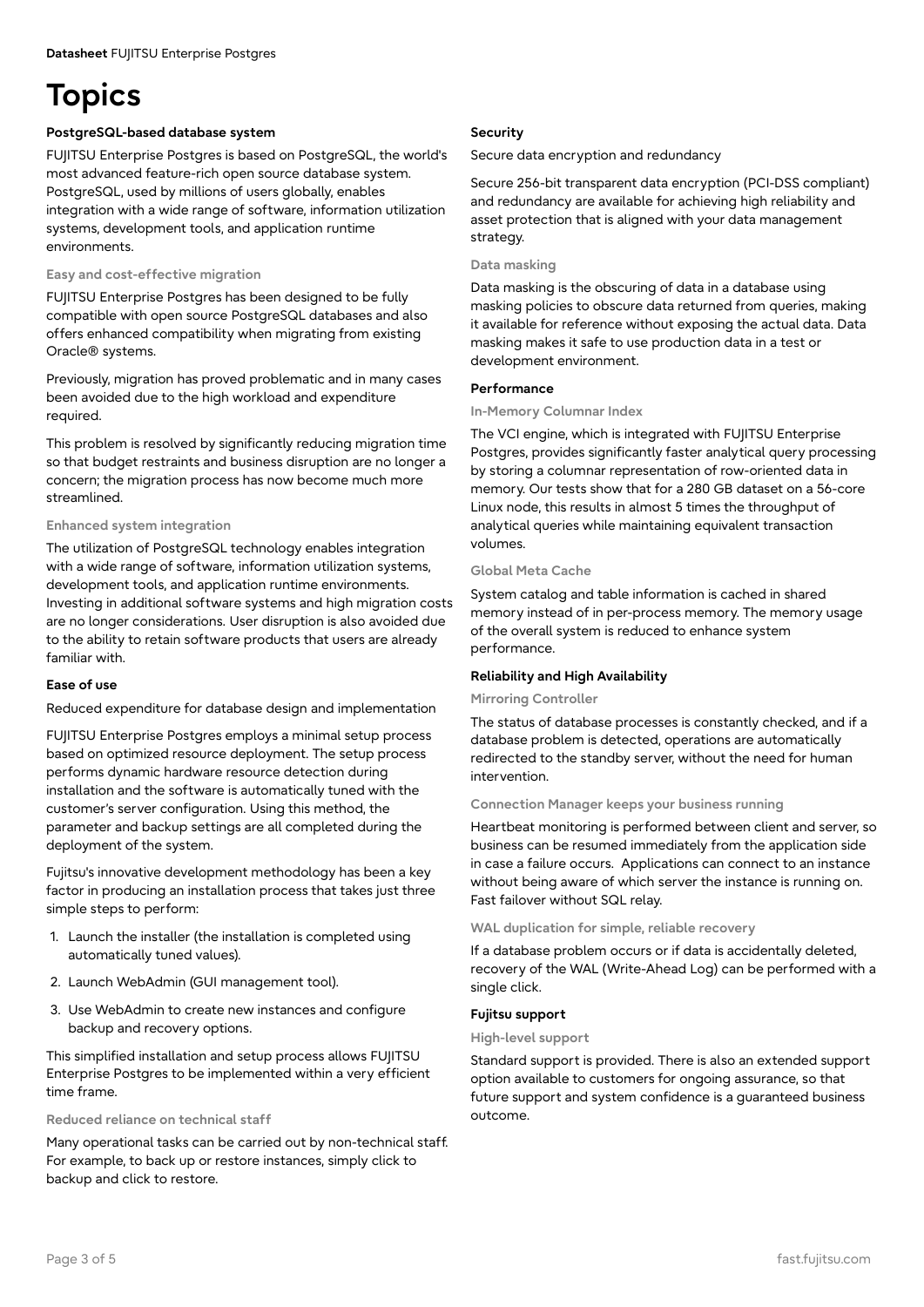# Topics

## PostgreSQL-based database system

FUJITSU Enterprise Postgres is based on PostgreSQL, the world's most advanced feature-rich open source database system. PostgreSQL, used by millions of users globally, enables integration with a wide range of software, information utilization systems, development tools, and application runtime environments.

### Easy and cost-effective migration

FUJITSU Enterprise Postgres has been designed to be fully compatible with open source PostgreSQL databases and also offers enhanced compatibility when migrating from existing Oracle® systems.

Previously, migration has proved problematic and in many cases been avoided due to the high workload and expenditure required.

This problem is resolved by significantly reducing migration time so that budget restraints and business disruption are no longer a concern; the migration process has now become much more streamlined.

### Enhanced system integration

The utilization of PostgreSQL technology enables integration with a wide range of software, information utilization systems, development tools, and application runtime environments. Investing in additional software systems and high migration costs are no longer considerations. User disruption is also avoided due to the ability to retain software products that users are already familiar with.

## Ease of use

Reduced expenditure for database design and implementation

FUJITSU Enterprise Postgres employs a minimal setup process based on optimized resource deployment. The setup process performs dynamic hardware resource detection during installation and the software is automatically tuned with the customer's server configuration. Using this method, the parameter and backup settings are all completed during the deployment of the system.

Fujitsu's innovative development methodology has been a key factor in producing an installation process that takes just three simple steps to perform:

1. Launch the installer (the installation is completed using automatically tuned values).
2. Launch WebAdmin (GUI management tool).
3. Use WebAdmin to create new instances and configure backup and recovery options.

This simplified installation and setup process allows FUJITSU Enterprise Postgres to be implemented within a very efficient time frame.

### Reduced reliance on technical staff

Many operational tasks can be carried out by non-technical staff. For example, to back up or restore instances, simply click to backup and click to restore.

## Security

Secure data encryption and redundancy

Secure 256-bit transparent data encryption (PCI-DSS compliant) and redundancy are available for achieving high reliability and asset protection that is aligned with your data management strategy.

### Data masking

Data masking is the obscuring of data in a database using masking policies to obscure data returned from queries, making it available for reference without exposing the actual data. Data masking makes it safe to use production data in a test or development environment.

## Performance

### In-Memory Columnar Index

The VCI engine, which is integrated with FUJITSU Enterprise Postgres, provides significantly faster analytical query processing by storing a columnar representation of row-oriented data in memory. Our tests show that for a 280 GB dataset on a 56-core Linux node, this results in almost 5 times the throughput of analytical queries while maintaining equivalent transaction volumes.

### Global Meta Cache

System catalog and table information is cached in shared memory instead of in per-process memory. The memory usage of the overall system is reduced to enhance system performance.

## Reliability and High Availability

### Mirroring Controller

The status of database processes is constantly checked, and if a database problem is detected, operations are automatically redirected to the standby server, without the need for human intervention.

### Connection Manager keeps your business running

Heartbeat monitoring is performed between client and server, so business can be resumed immediately from the application side in case a failure occurs. Applications can connect to an instance without being aware of which server the instance is running on. Fast failover without SQL relay.

### WAL duplication for simple, reliable recovery

If a database problem occurs or if data is accidentally deleted, recovery of the WAL (Write-Ahead Log) can be performed with a single click.

## Fujitsu support

### High-level support

Standard support is provided. There is also an extended support option available to customers for ongoing assurance, so that future support and system confidence is a guaranteed business outcome.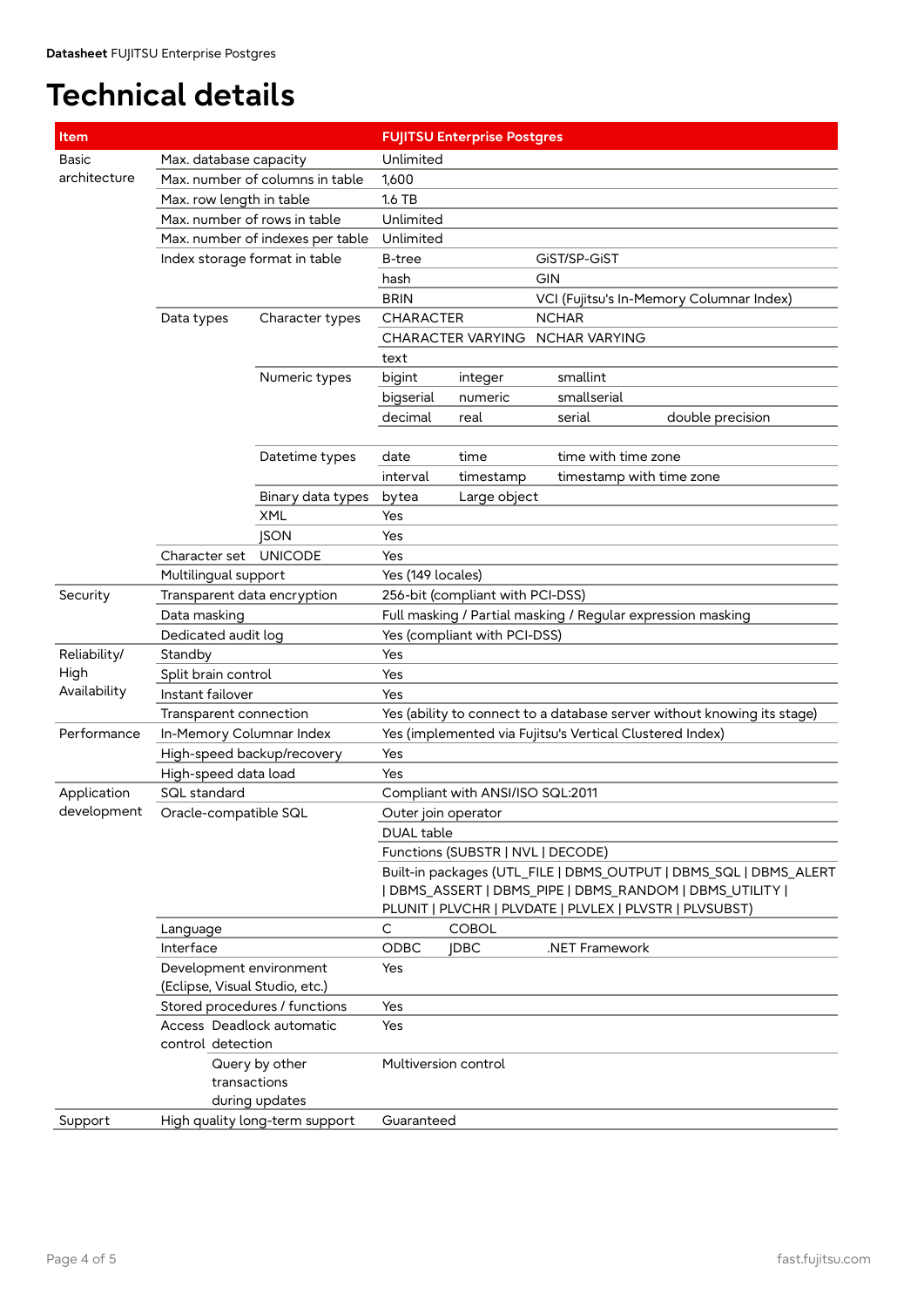# Technical details

| Item | | | FUJITSU Enterprise Postgres | | | |
|---|---|---|---|---|---|---|
| Basic architecture | Max. database capacity | | Unlimited | | | |
| | Max. number of columns in table | | 1,600 | | | |
| | Max. row length in table | | 1.6 TB | | | |
| | Max. number of rows in table | | Unlimited | | | |
| | Max. number of indexes per table | | Unlimited | | | |
| | Index storage format in table | | B-tree | GiST/SP-GiST | | |
| | | | hash | GIN | | |
| | | | BRIN | VCI (Fujitsu's In-Memory Columnar Index) | | |
| | Data types | Character types | CHARACTER | NCHAR | | |
| | | | CHARACTER VARYING | NCHAR VARYING | | |
| | | | text | | | |
| | | Numeric types | bigint | integer | smallint | |
| | | | bigserial | numeric | smallserial | |
| | | | decimal | real | serial | double precision |
| | | Datetime types | date | time | time with time zone | |
| | | | interval | timestamp | timestamp with time zone | |
| | | Binary data types | bytea | Large object | | |
| | | XML | Yes | | | |
| | | JSON | Yes | | | |
| | Character set | UNICODE | Yes | | | |
| | Multilingual support | | Yes (149 locales) | | | |
| Security | Transparent data encryption | | 256-bit (compliant with PCI-DSS) | | | |
| | Data masking | | Full masking / Partial masking / Regular expression masking | | | |
| | Dedicated audit log | | Yes (compliant with PCI-DSS) | | | |
| Reliability/ High Availability | Standby | | Yes | | | |
| | Split brain control | | Yes | | | |
| | Instant failover | | Yes | | | |
| | Transparent connection | | Yes (ability to connect to a database server without knowing its stage) | | | |
| Performance | In-Memory Columnar Index | | Yes (implemented via Fujitsu's Vertical Clustered Index) | | | |
| | High-speed backup/recovery | | Yes | | | |
| | High-speed data load | | Yes | | | |
| Application development | SQL standard | | Compliant with ANSI/ISO SQL:2011 | | | |
| | Oracle-compatible SQL | | Outer join operator | | | |
| | | | DUAL table | | | |
| | | | Functions (SUBSTR \| NVL \| DECODE) | | | |
| | | | Built-in packages (UTL_FILE \| DBMS_OUTPUT \| DBMS_SQL \| DBMS_ALERT \| DBMS_ASSERT \| DBMS_PIPE \| DBMS_RANDOM \| DBMS_UTILITY \| PLUNIT \| PLVCHR \| PLVDATE \| PLVLEX \| PLVSTR \| PLVSUBST) | | | |
| | Language | | C | COBOL | | |
| | Interface | | ODBC | JDBC | .NET Framework | |
| | Development environment (Eclipse, Visual Studio, etc.) | | Yes | | | |
| | Stored procedures / functions | | Yes | | | |
| | Access control | Deadlock automatic detection | Yes | | | |
| | | Query by other transactions during updates | Multiversion control | | | |
| Support | High quality long-term support | | Guaranteed | | | |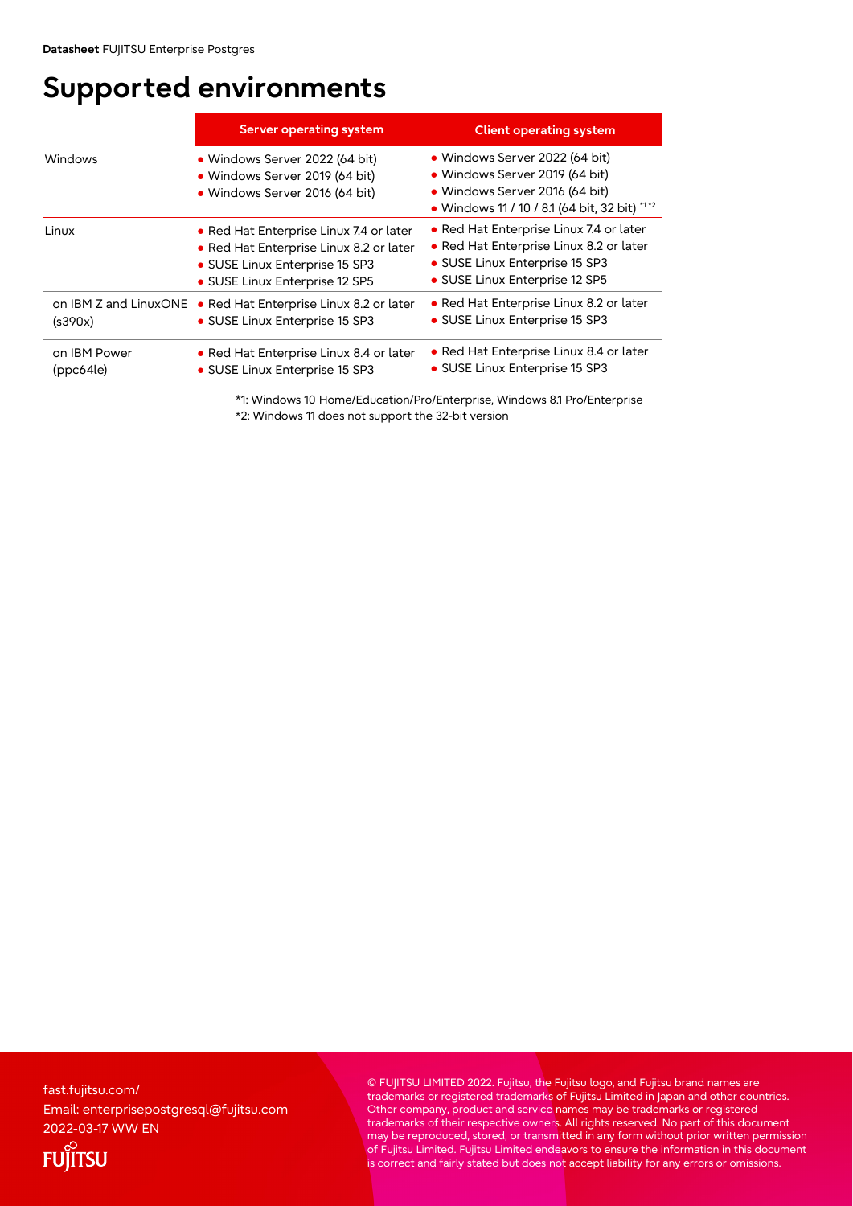# Supported environments

| | Server operating system | Client operating system |
|---|---|---|
| Windows | • Windows Server 2022 (64 bit)<br>• Windows Server 2019 (64 bit)<br>• Windows Server 2016 (64 bit) | • Windows Server 2022 (64 bit)<br>• Windows Server 2019 (64 bit)<br>• Windows Server 2016 (64 bit)<br>• Windows 11 / 10 / 8.1 (64 bit, 32 bit) *1 *2 |
| Linux | • Red Hat Enterprise Linux 7.4 or later<br>• Red Hat Enterprise Linux 8.2 or later<br>• SUSE Linux Enterprise 15 SP3<br>• SUSE Linux Enterprise 12 SP5 | • Red Hat Enterprise Linux 7.4 or later<br>• Red Hat Enterprise Linux 8.2 or later<br>• SUSE Linux Enterprise 15 SP3<br>• SUSE Linux Enterprise 12 SP5 |
| on IBM Z and LinuxONE (s390x) | • Red Hat Enterprise Linux 8.2 or later<br>• SUSE Linux Enterprise 15 SP3 | • Red Hat Enterprise Linux 8.2 or later<br>• SUSE Linux Enterprise 15 SP3 |
| on IBM Power (ppc64le) | • Red Hat Enterprise Linux 8.4 or later<br>• SUSE Linux Enterprise 15 SP3 | • Red Hat Enterprise Linux 8.4 or later<br>• SUSE Linux Enterprise 15 SP3 |

*1: Windows 10 Home/Education/Pro/Enterprise, Windows 8.1 Pro/Enterprise

*2: Windows 11 does not support the 32-bit version

fast.fujitsu.com/
Email: enterprisepostgresql@fujitsu.com
2022-03-17 WW EN

FUJITSU

© FUJITSU LIMITED 2022. Fujitsu, the Fujitsu logo, and Fujitsu brand names are trademarks or registered trademarks of Fujitsu Limited in Japan and other countries. Other company, product and service names may be trademarks or registered trademarks of their respective owners. All rights reserved. No part of this document may be reproduced, stored, or transmitted in any form without prior written permission of Fujitsu Limited. Fujitsu Limited endeavors to ensure the information in this document is correct and fairly stated but does not accept liability for any errors or omissions.